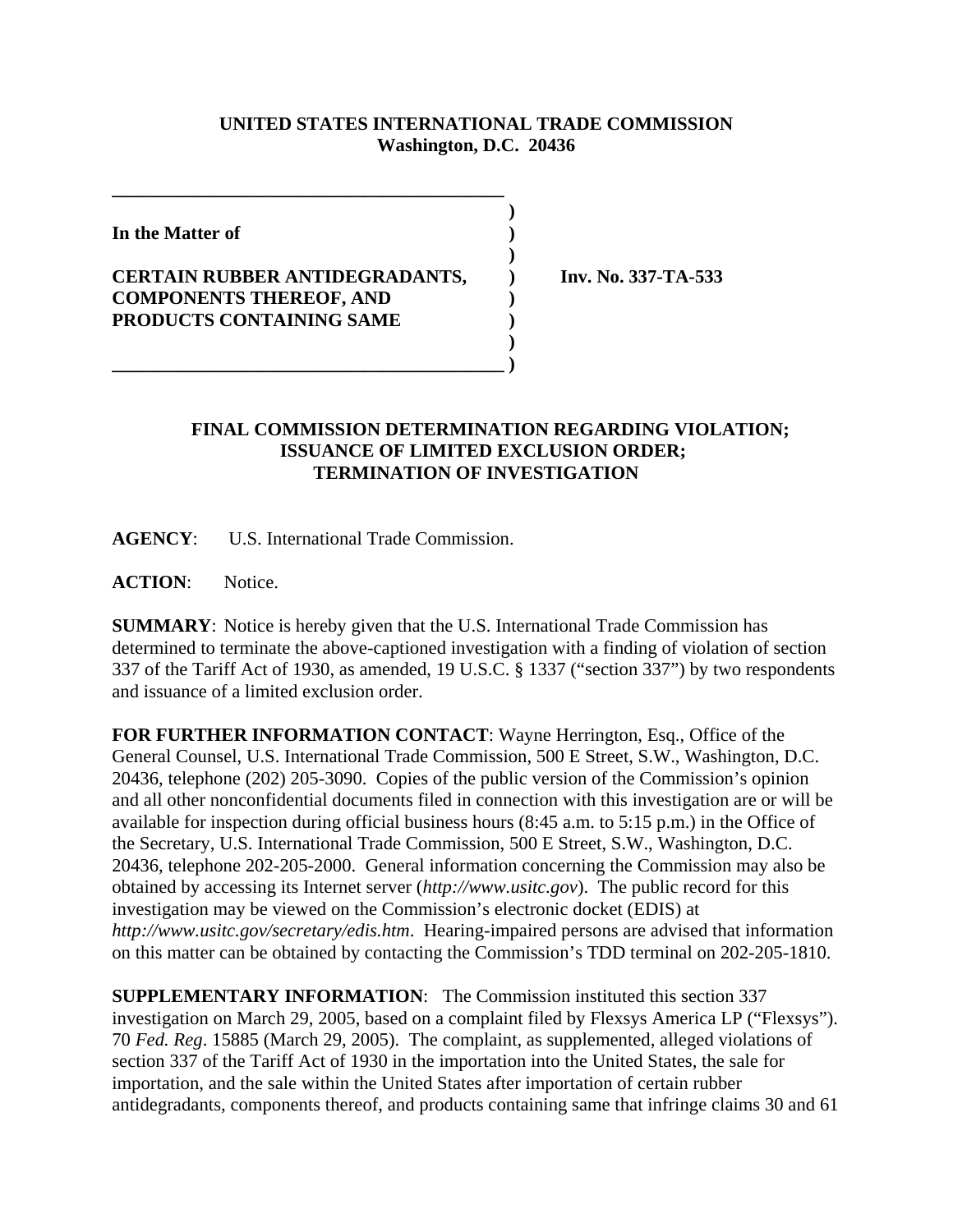**UNITED STATES INTERNATIONAL TRADE COMMISSION**
**Washington, D.C. 20436**

**In the Matter of**

**CERTAIN RUBBER ANTIDEGRADANTS, COMPONENTS THEREOF, AND PRODUCTS CONTAINING SAME**

**Inv. No. 337-TA-533**

## FINAL COMMISSION DETERMINATION REGARDING VIOLATION; ISSUANCE OF LIMITED EXCLUSION ORDER; TERMINATION OF INVESTIGATION

**AGENCY**: U.S. International Trade Commission.

**ACTION**: Notice.

**SUMMARY**: Notice is hereby given that the U.S. International Trade Commission has determined to terminate the above-captioned investigation with a finding of violation of section 337 of the Tariff Act of 1930, as amended, 19 U.S.C. § 1337 ("section 337") by two respondents and issuance of a limited exclusion order.

**FOR FURTHER INFORMATION CONTACT**: Wayne Herrington, Esq., Office of the General Counsel, U.S. International Trade Commission, 500 E Street, S.W., Washington, D.C. 20436, telephone (202) 205-3090. Copies of the public version of the Commission's opinion and all other nonconfidential documents filed in connection with this investigation are or will be available for inspection during official business hours (8:45 a.m. to 5:15 p.m.) in the Office of the Secretary, U.S. International Trade Commission, 500 E Street, S.W., Washington, D.C. 20436, telephone 202-205-2000. General information concerning the Commission may also be obtained by accessing its Internet server (*http://www.usitc.gov*). The public record for this investigation may be viewed on the Commission's electronic docket (EDIS) at *http://www.usitc.gov/secretary/edis.htm*. Hearing-impaired persons are advised that information on this matter can be obtained by contacting the Commission's TDD terminal on 202-205-1810.

**SUPPLEMENTARY INFORMATION**: The Commission instituted this section 337 investigation on March 29, 2005, based on a complaint filed by Flexsys America LP ("Flexsys"). 70 *Fed. Reg*. 15885 (March 29, 2005). The complaint, as supplemented, alleged violations of section 337 of the Tariff Act of 1930 in the importation into the United States, the sale for importation, and the sale within the United States after importation of certain rubber antidegradants, components thereof, and products containing same that infringe claims 30 and 61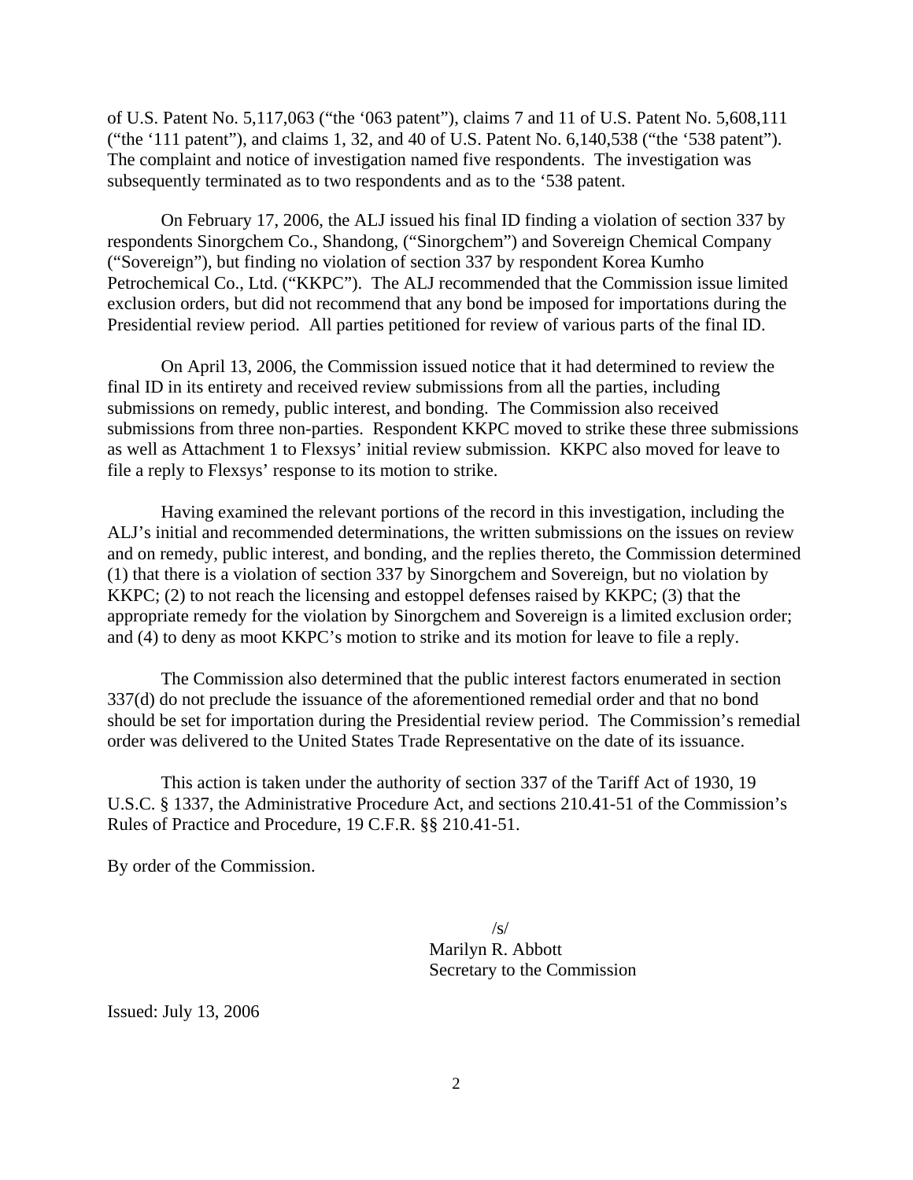of U.S. Patent No. 5,117,063 ("the '063 patent"), claims 7 and 11 of U.S. Patent No. 5,608,111 ("the '111 patent"), and claims 1, 32, and 40 of U.S. Patent No. 6,140,538 ("the '538 patent"). The complaint and notice of investigation named five respondents. The investigation was subsequently terminated as to two respondents and as to the '538 patent.

On February 17, 2006, the ALJ issued his final ID finding a violation of section 337 by respondents Sinorgchem Co., Shandong, ("Sinorgchem") and Sovereign Chemical Company ("Sovereign"), but finding no violation of section 337 by respondent Korea Kumho Petrochemical Co., Ltd. ("KKPC"). The ALJ recommended that the Commission issue limited exclusion orders, but did not recommend that any bond be imposed for importations during the Presidential review period. All parties petitioned for review of various parts of the final ID.

On April 13, 2006, the Commission issued notice that it had determined to review the final ID in its entirety and received review submissions from all the parties, including submissions on remedy, public interest, and bonding. The Commission also received submissions from three non-parties. Respondent KKPC moved to strike these three submissions as well as Attachment 1 to Flexsys' initial review submission. KKPC also moved for leave to file a reply to Flexsys' response to its motion to strike.

Having examined the relevant portions of the record in this investigation, including the ALJ's initial and recommended determinations, the written submissions on the issues on review and on remedy, public interest, and bonding, and the replies thereto, the Commission determined (1) that there is a violation of section 337 by Sinorgchem and Sovereign, but no violation by KKPC; (2) to not reach the licensing and estoppel defenses raised by KKPC; (3) that the appropriate remedy for the violation by Sinorgchem and Sovereign is a limited exclusion order; and (4) to deny as moot KKPC's motion to strike and its motion for leave to file a reply.

The Commission also determined that the public interest factors enumerated in section 337(d) do not preclude the issuance of the aforementioned remedial order and that no bond should be set for importation during the Presidential review period. The Commission's remedial order was delivered to the United States Trade Representative on the date of its issuance.

This action is taken under the authority of section 337 of the Tariff Act of 1930, 19 U.S.C. § 1337, the Administrative Procedure Act, and sections 210.41-51 of the Commission's Rules of Practice and Procedure, 19 C.F.R. §§ 210.41-51.

By order of the Commission.

/s/
Marilyn R. Abbott
Secretary to the Commission

Issued: July 13, 2006